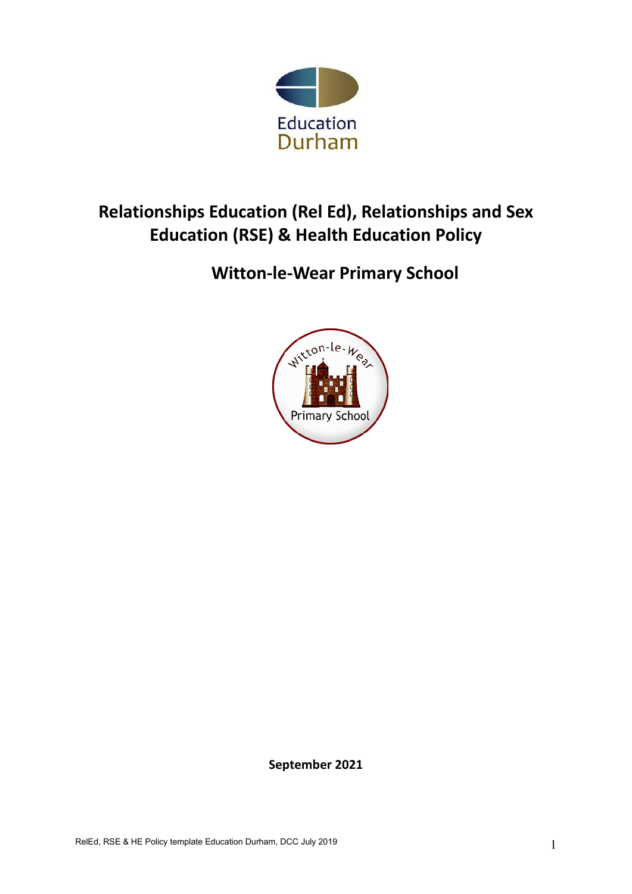Education Durham

# Relationships Education (Rel Ed), Relationships and Sex Education (RSE) & Health Education Policy

## Witton-le-Wear Primary School

Witton-le-Wear Primary School

**September 2021**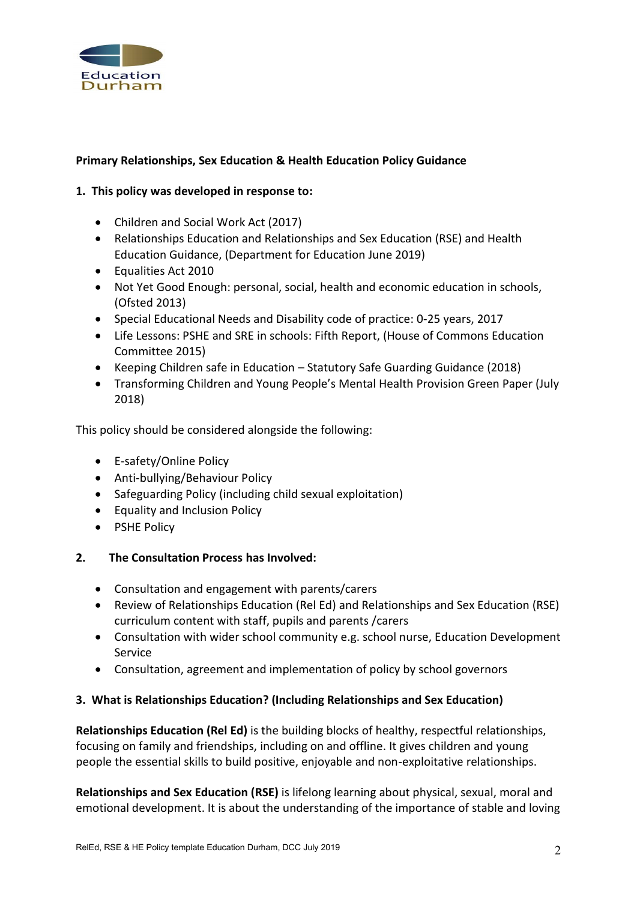**Primary Relationships, Sex Education & Health Education Policy Guidance**

**1. This policy was developed in response to:**

- Children and Social Work Act (2017)
- Relationships Education and Relationships and Sex Education (RSE) and Health Education Guidance, (Department for Education June 2019)
- Equalities Act 2010
- Not Yet Good Enough: personal, social, health and economic education in schools, (Ofsted 2013)
- Special Educational Needs and Disability code of practice: 0-25 years, 2017
- Life Lessons: PSHE and SRE in schools: Fifth Report, (House of Commons Education Committee 2015)
- Keeping Children safe in Education – Statutory Safe Guarding Guidance (2018)
- Transforming Children and Young People's Mental Health Provision Green Paper (July 2018)

This policy should be considered alongside the following:

- E-safety/Online Policy
- Anti-bullying/Behaviour Policy
- Safeguarding Policy (including child sexual exploitation)
- Equality and Inclusion Policy
- PSHE Policy

**2. The Consultation Process has Involved:**

- Consultation and engagement with parents/carers
- Review of Relationships Education (Rel Ed) and Relationships and Sex Education (RSE) curriculum content with staff, pupils and parents /carers
- Consultation with wider school community e.g. school nurse, Education Development Service
- Consultation, agreement and implementation of policy by school governors

**3. What is Relationships Education? (Including Relationships and Sex Education)**

**Relationships Education (Rel Ed)** is the building blocks of healthy, respectful relationships, focusing on family and friendships, including on and offline. It gives children and young people the essential skills to build positive, enjoyable and non-exploitative relationships.

**Relationships and Sex Education (RSE)** is lifelong learning about physical, sexual, moral and emotional development. It is about the understanding of the importance of stable and loving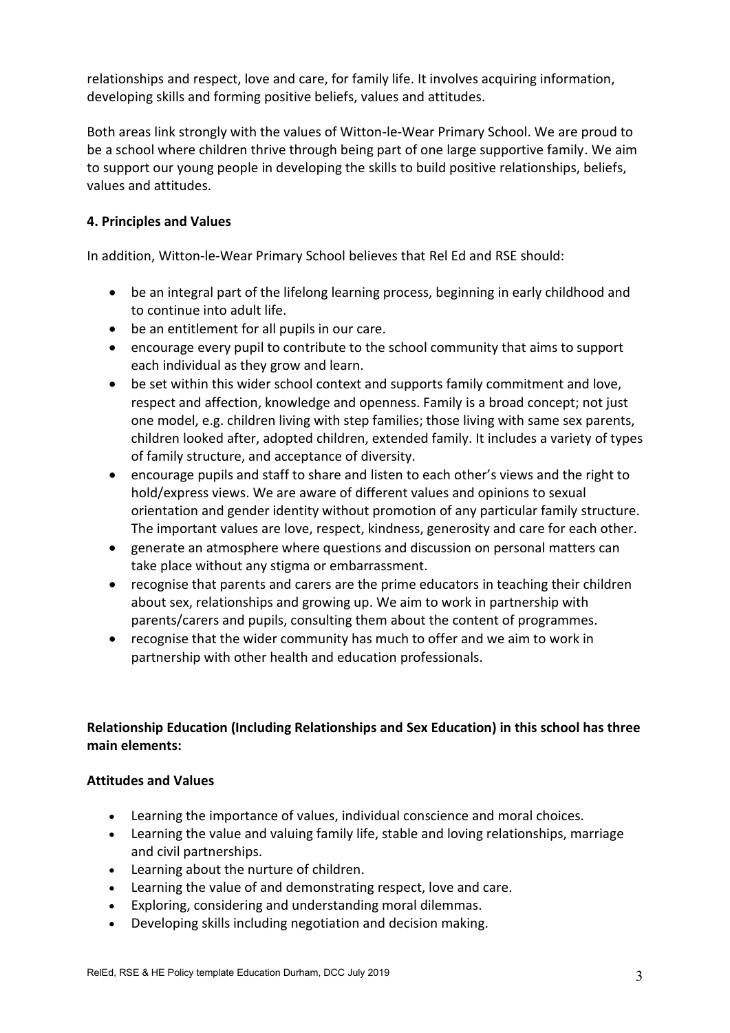relationships and respect, love and care, for family life. It involves acquiring information, developing skills and forming positive beliefs, values and attitudes.

Both areas link strongly with the values of Witton-le-Wear Primary School. We are proud to be a school where children thrive through being part of one large supportive family. We aim to support our young people in developing the skills to build positive relationships, beliefs, values and attitudes.

**4. Principles and Values**

In addition, Witton-le-Wear Primary School believes that Rel Ed and RSE should:

- be an integral part of the lifelong learning process, beginning in early childhood and to continue into adult life.
- be an entitlement for all pupils in our care.
- encourage every pupil to contribute to the school community that aims to support each individual as they grow and learn.
- be set within this wider school context and supports family commitment and love, respect and affection, knowledge and openness. Family is a broad concept; not just one model, e.g. children living with step families; those living with same sex parents, children looked after, adopted children, extended family. It includes a variety of types of family structure, and acceptance of diversity.
- encourage pupils and staff to share and listen to each other's views and the right to hold/express views. We are aware of different values and opinions to sexual orientation and gender identity without promotion of any particular family structure. The important values are love, respect, kindness, generosity and care for each other.
- generate an atmosphere where questions and discussion on personal matters can take place without any stigma or embarrassment.
- recognise that parents and carers are the prime educators in teaching their children about sex, relationships and growing up. We aim to work in partnership with parents/carers and pupils, consulting them about the content of programmes.
- recognise that the wider community has much to offer and we aim to work in partnership with other health and education professionals.

**Relationship Education (Including Relationships and Sex Education) in this school has three main elements:**

**Attitudes and Values**

- Learning the importance of values, individual conscience and moral choices.
- Learning the value and valuing family life, stable and loving relationships, marriage and civil partnerships.
- Learning about the nurture of children.
- Learning the value of and demonstrating respect, love and care.
- Exploring, considering and understanding moral dilemmas.
- Developing skills including negotiation and decision making.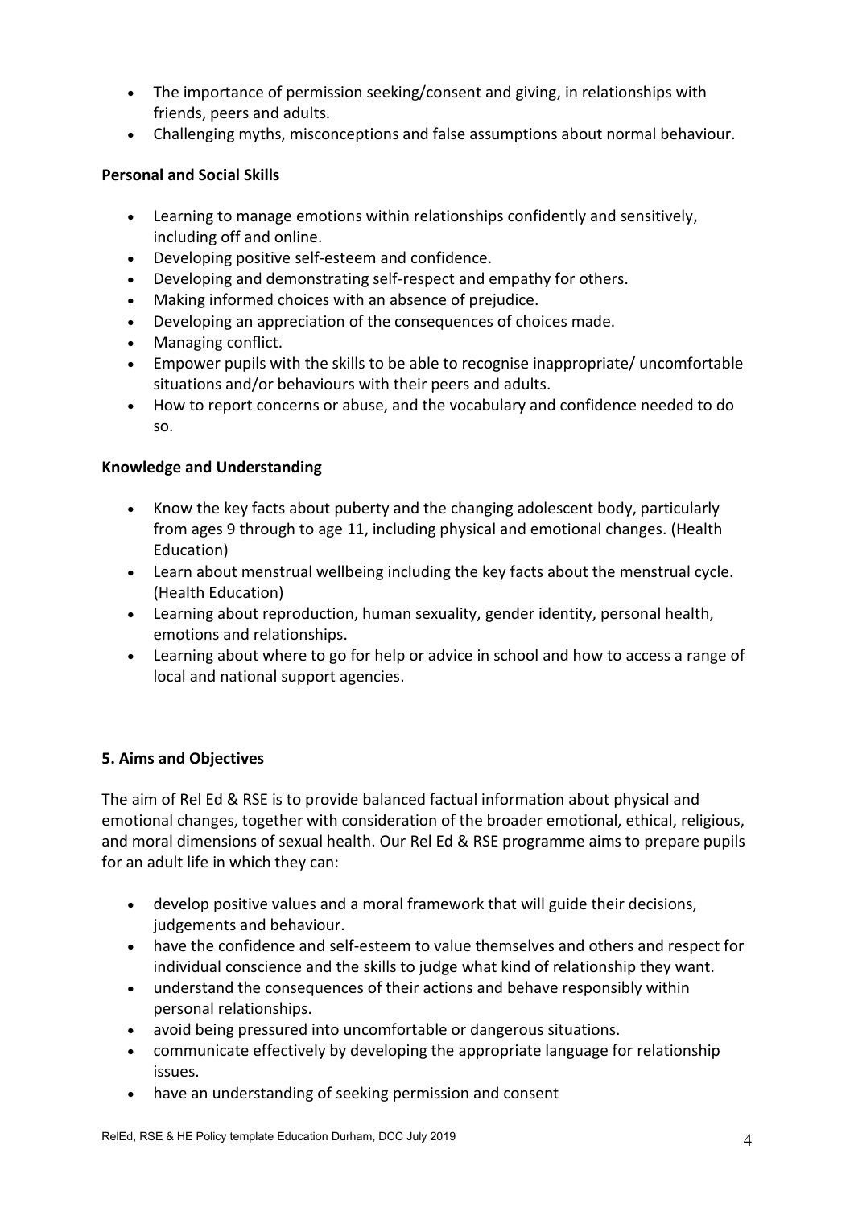- The importance of permission seeking/consent and giving, in relationships with friends, peers and adults.
- Challenging myths, misconceptions and false assumptions about normal behaviour.

**Personal and Social Skills**

- Learning to manage emotions within relationships confidently and sensitively, including off and online.
- Developing positive self-esteem and confidence.
- Developing and demonstrating self-respect and empathy for others.
- Making informed choices with an absence of prejudice.
- Developing an appreciation of the consequences of choices made.
- Managing conflict.
- Empower pupils with the skills to be able to recognise inappropriate/ uncomfortable situations and/or behaviours with their peers and adults.
- How to report concerns or abuse, and the vocabulary and confidence needed to do so.

**Knowledge and Understanding**

- Know the key facts about puberty and the changing adolescent body, particularly from ages 9 through to age 11, including physical and emotional changes. (Health Education)
- Learn about menstrual wellbeing including the key facts about the menstrual cycle. (Health Education)
- Learning about reproduction, human sexuality, gender identity, personal health, emotions and relationships.
- Learning about where to go for help or advice in school and how to access a range of local and national support agencies.

**5. Aims and Objectives**

The aim of Rel Ed & RSE is to provide balanced factual information about physical and emotional changes, together with consideration of the broader emotional, ethical, religious, and moral dimensions of sexual health. Our Rel Ed & RSE programme aims to prepare pupils for an adult life in which they can:

- develop positive values and a moral framework that will guide their decisions, judgements and behaviour.
- have the confidence and self-esteem to value themselves and others and respect for individual conscience and the skills to judge what kind of relationship they want.
- understand the consequences of their actions and behave responsibly within personal relationships.
- avoid being pressured into uncomfortable or dangerous situations.
- communicate effectively by developing the appropriate language for relationship issues.
- have an understanding of seeking permission and consent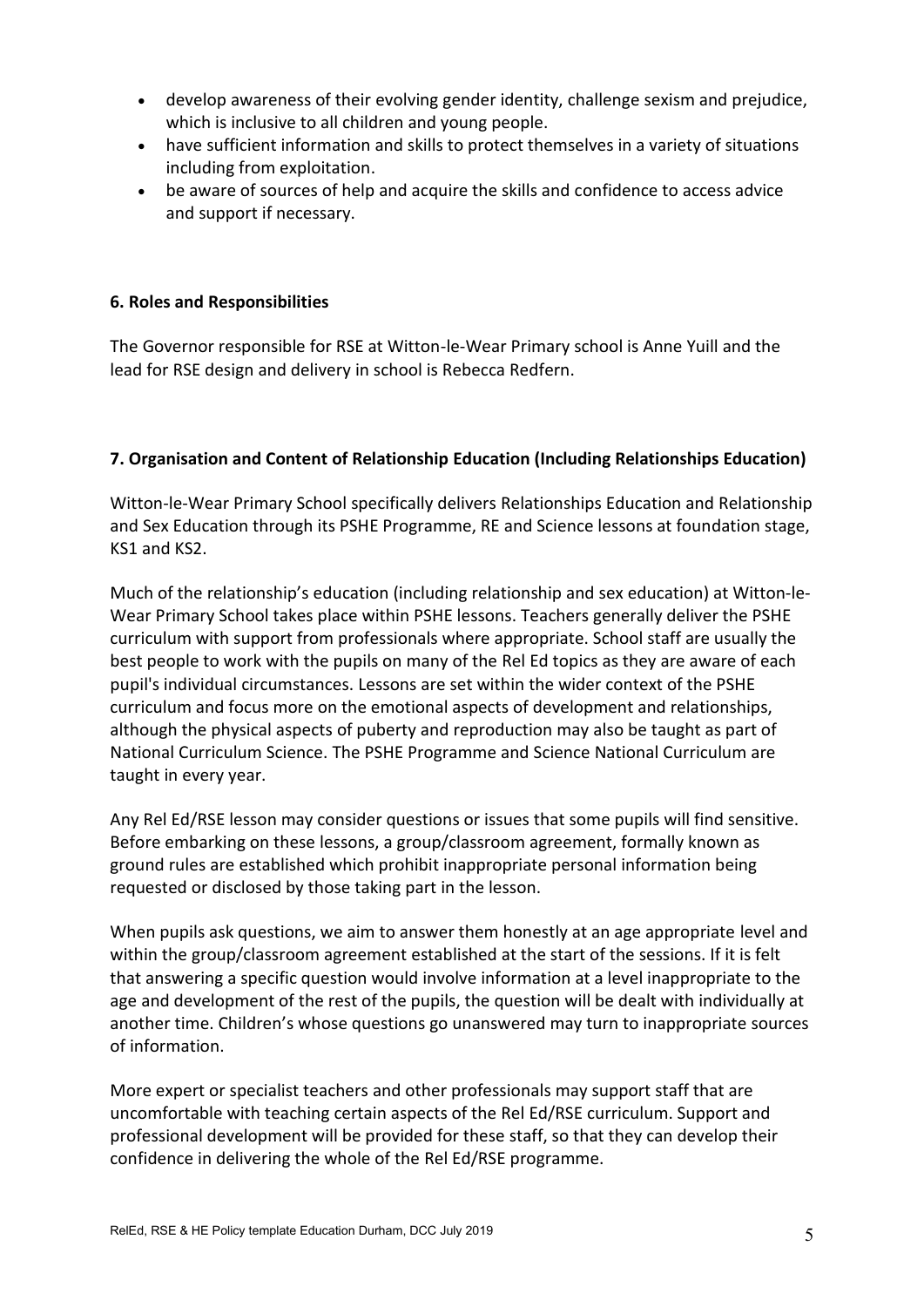- develop awareness of their evolving gender identity, challenge sexism and prejudice, which is inclusive to all children and young people.
- have sufficient information and skills to protect themselves in a variety of situations including from exploitation.
- be aware of sources of help and acquire the skills and confidence to access advice and support if necessary.

## 6. Roles and Responsibilities

The Governor responsible for RSE at Witton-le-Wear Primary school is Anne Yuill and the lead for RSE design and delivery in school is Rebecca Redfern.

## 7. Organisation and Content of Relationship Education (Including Relationships Education)

Witton-le-Wear Primary School specifically delivers Relationships Education and Relationship and Sex Education through its PSHE Programme, RE and Science lessons at foundation stage, KS1 and KS2.

Much of the relationship's education (including relationship and sex education) at Witton-le-Wear Primary School takes place within PSHE lessons. Teachers generally deliver the PSHE curriculum with support from professionals where appropriate. School staff are usually the best people to work with the pupils on many of the Rel Ed topics as they are aware of each pupil's individual circumstances. Lessons are set within the wider context of the PSHE curriculum and focus more on the emotional aspects of development and relationships, although the physical aspects of puberty and reproduction may also be taught as part of National Curriculum Science. The PSHE Programme and Science National Curriculum are taught in every year.

Any Rel Ed/RSE lesson may consider questions or issues that some pupils will find sensitive. Before embarking on these lessons, a group/classroom agreement, formally known as ground rules are established which prohibit inappropriate personal information being requested or disclosed by those taking part in the lesson.

When pupils ask questions, we aim to answer them honestly at an age appropriate level and within the group/classroom agreement established at the start of the sessions. If it is felt that answering a specific question would involve information at a level inappropriate to the age and development of the rest of the pupils, the question will be dealt with individually at another time. Children's whose questions go unanswered may turn to inappropriate sources of information.

More expert or specialist teachers and other professionals may support staff that are uncomfortable with teaching certain aspects of the Rel Ed/RSE curriculum. Support and professional development will be provided for these staff, so that they can develop their confidence in delivering the whole of the Rel Ed/RSE programme.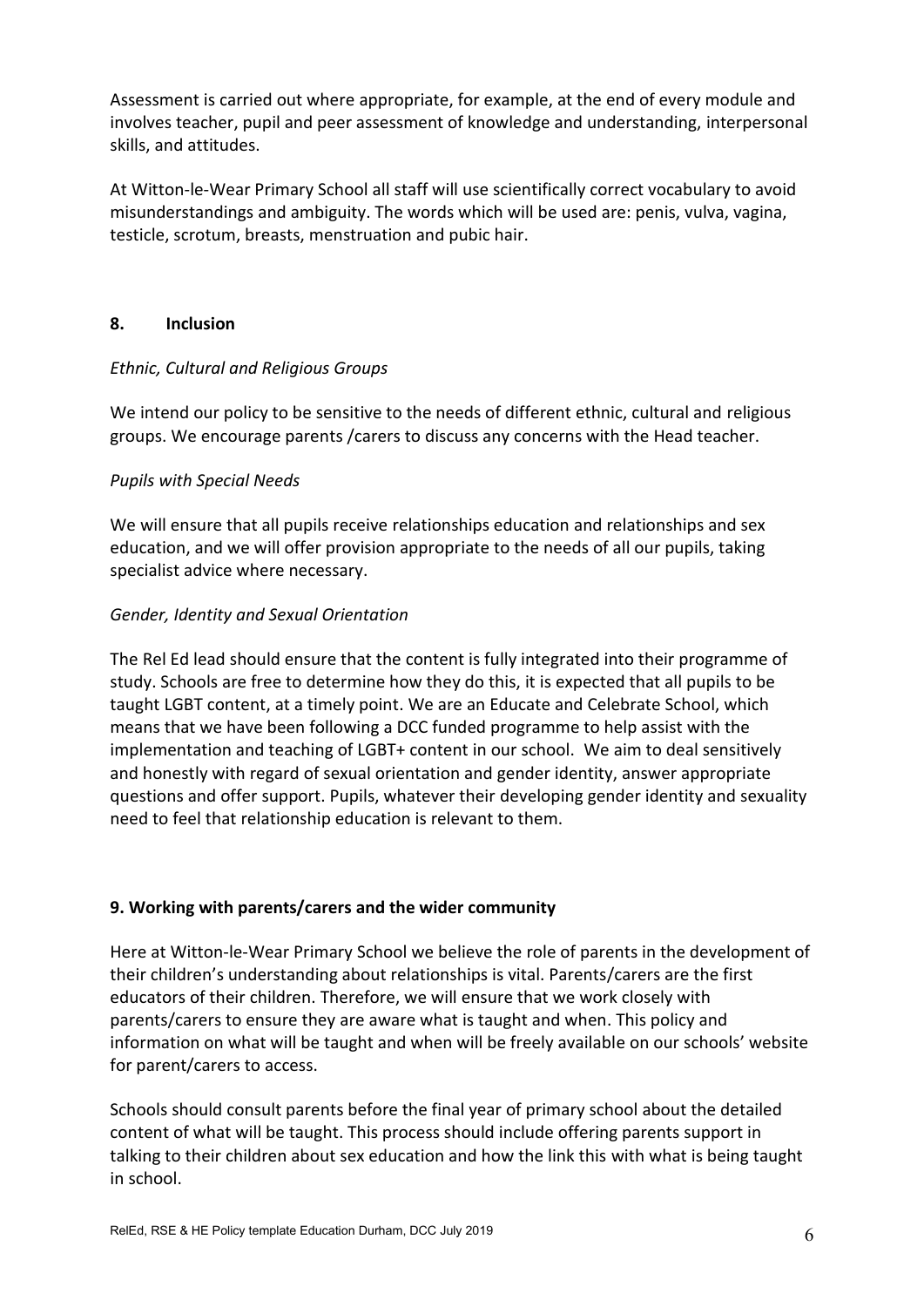Assessment is carried out where appropriate, for example, at the end of every module and involves teacher, pupil and peer assessment of knowledge and understanding, interpersonal skills, and attitudes.

At Witton-le-Wear Primary School all staff will use scientifically correct vocabulary to avoid misunderstandings and ambiguity. The words which will be used are: penis, vulva, vagina, testicle, scrotum, breasts, menstruation and pubic hair.

## 8. Inclusion

*Ethnic, Cultural and Religious Groups*

We intend our policy to be sensitive to the needs of different ethnic, cultural and religious groups. We encourage parents /carers to discuss any concerns with the Head teacher.

*Pupils with Special Needs*

We will ensure that all pupils receive relationships education and relationships and sex education, and we will offer provision appropriate to the needs of all our pupils, taking specialist advice where necessary.

*Gender, Identity and Sexual Orientation*

The Rel Ed lead should ensure that the content is fully integrated into their programme of study. Schools are free to determine how they do this, it is expected that all pupils to be taught LGBT content, at a timely point. We are an Educate and Celebrate School, which means that we have been following a DCC funded programme to help assist with the implementation and teaching of LGBT+ content in our school. We aim to deal sensitively and honestly with regard of sexual orientation and gender identity, answer appropriate questions and offer support. Pupils, whatever their developing gender identity and sexuality need to feel that relationship education is relevant to them.

## 9. Working with parents/carers and the wider community

Here at Witton-le-Wear Primary School we believe the role of parents in the development of their children's understanding about relationships is vital. Parents/carers are the first educators of their children. Therefore, we will ensure that we work closely with parents/carers to ensure they are aware what is taught and when. This policy and information on what will be taught and when will be freely available on our schools' website for parent/carers to access.

Schools should consult parents before the final year of primary school about the detailed content of what will be taught. This process should include offering parents support in talking to their children about sex education and how the link this with what is being taught in school.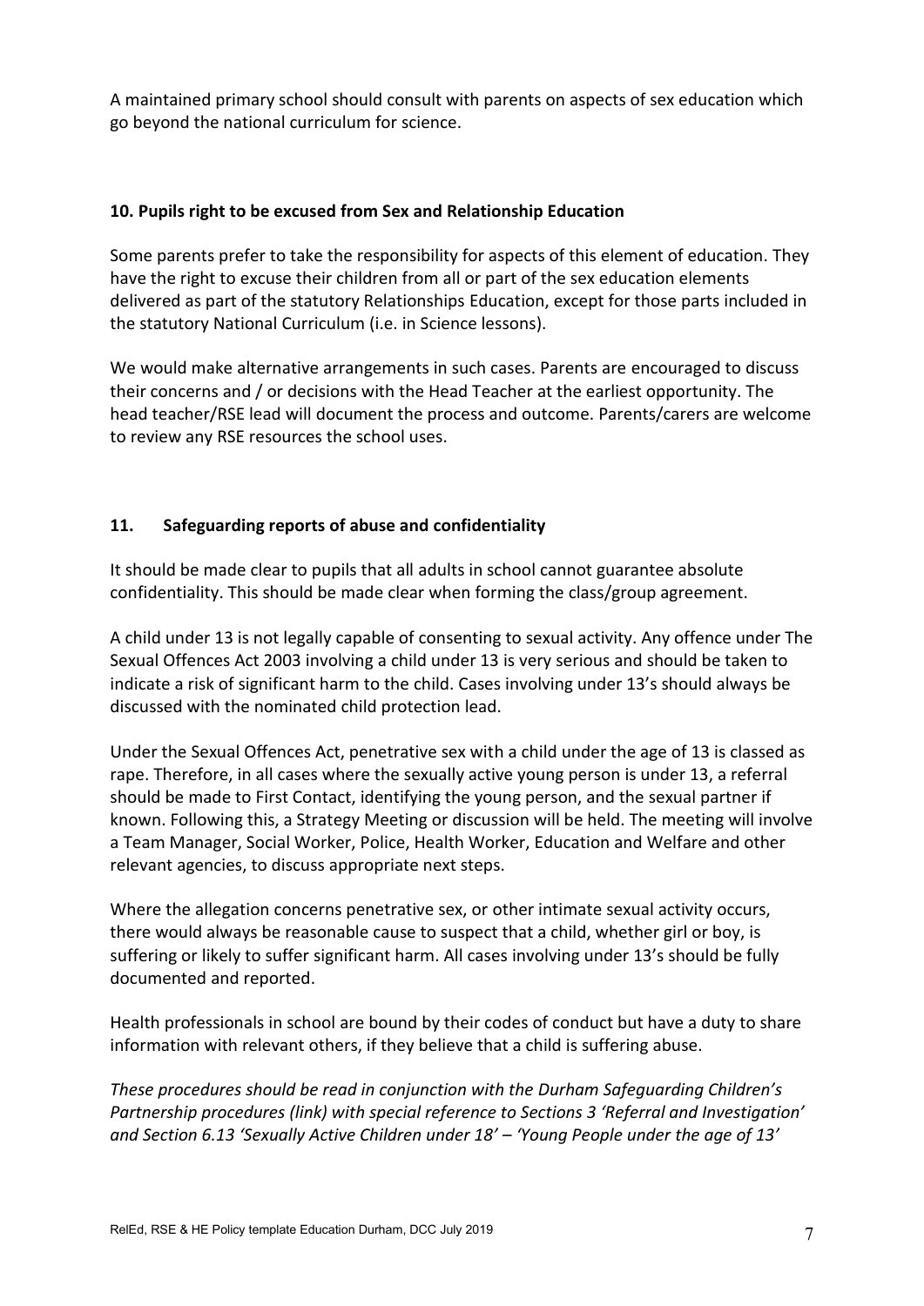A maintained primary school should consult with parents on aspects of sex education which go beyond the national curriculum for science.

## 10. Pupils right to be excused from Sex and Relationship Education

Some parents prefer to take the responsibility for aspects of this element of education. They have the right to excuse their children from all or part of the sex education elements delivered as part of the statutory Relationships Education, except for those parts included in the statutory National Curriculum (i.e. in Science lessons).

We would make alternative arrangements in such cases. Parents are encouraged to discuss their concerns and / or decisions with the Head Teacher at the earliest opportunity. The head teacher/RSE lead will document the process and outcome. Parents/carers are welcome to review any RSE resources the school uses.

## 11. Safeguarding reports of abuse and confidentiality

It should be made clear to pupils that all adults in school cannot guarantee absolute confidentiality. This should be made clear when forming the class/group agreement.

A child under 13 is not legally capable of consenting to sexual activity. Any offence under The Sexual Offences Act 2003 involving a child under 13 is very serious and should be taken to indicate a risk of significant harm to the child. Cases involving under 13's should always be discussed with the nominated child protection lead.

Under the Sexual Offences Act, penetrative sex with a child under the age of 13 is classed as rape. Therefore, in all cases where the sexually active young person is under 13, a referral should be made to First Contact, identifying the young person, and the sexual partner if known. Following this, a Strategy Meeting or discussion will be held. The meeting will involve a Team Manager, Social Worker, Police, Health Worker, Education and Welfare and other relevant agencies, to discuss appropriate next steps.

Where the allegation concerns penetrative sex, or other intimate sexual activity occurs, there would always be reasonable cause to suspect that a child, whether girl or boy, is suffering or likely to suffer significant harm. All cases involving under 13's should be fully documented and reported.

Health professionals in school are bound by their codes of conduct but have a duty to share information with relevant others, if they believe that a child is suffering abuse.

*These procedures should be read in conjunction with the Durham Safeguarding Children's Partnership procedures (link) with special reference to Sections 3 'Referral and Investigation' and Section 6.13 'Sexually Active Children under 18' – 'Young People under the age of 13'*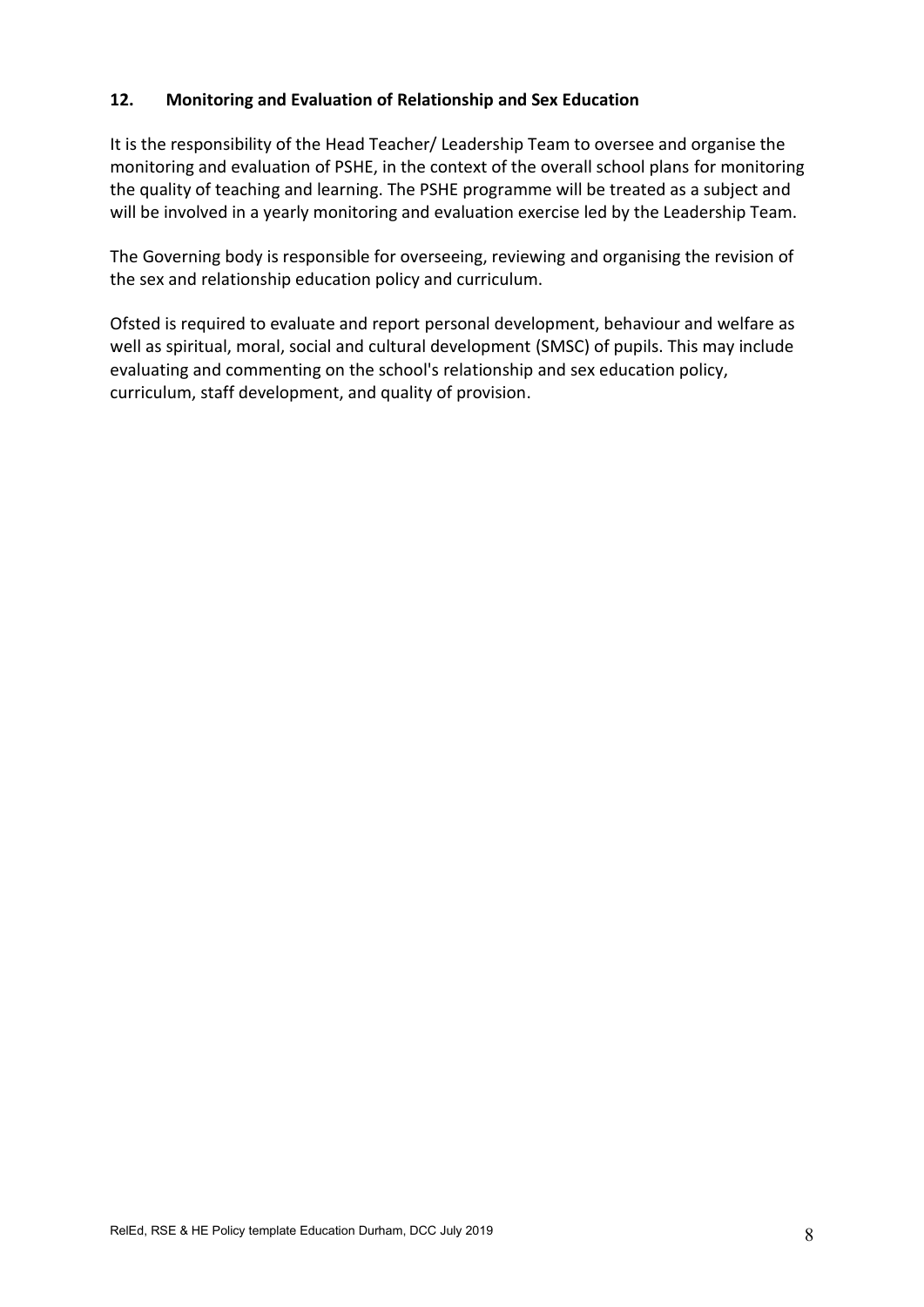## 12. Monitoring and Evaluation of Relationship and Sex Education

It is the responsibility of the Head Teacher/ Leadership Team to oversee and organise the monitoring and evaluation of PSHE, in the context of the overall school plans for monitoring the quality of teaching and learning. The PSHE programme will be treated as a subject and will be involved in a yearly monitoring and evaluation exercise led by the Leadership Team.

The Governing body is responsible for overseeing, reviewing and organising the revision of the sex and relationship education policy and curriculum.

Ofsted is required to evaluate and report personal development, behaviour and welfare as well as spiritual, moral, social and cultural development (SMSC) of pupils. This may include evaluating and commenting on the school's relationship and sex education policy, curriculum, staff development, and quality of provision.